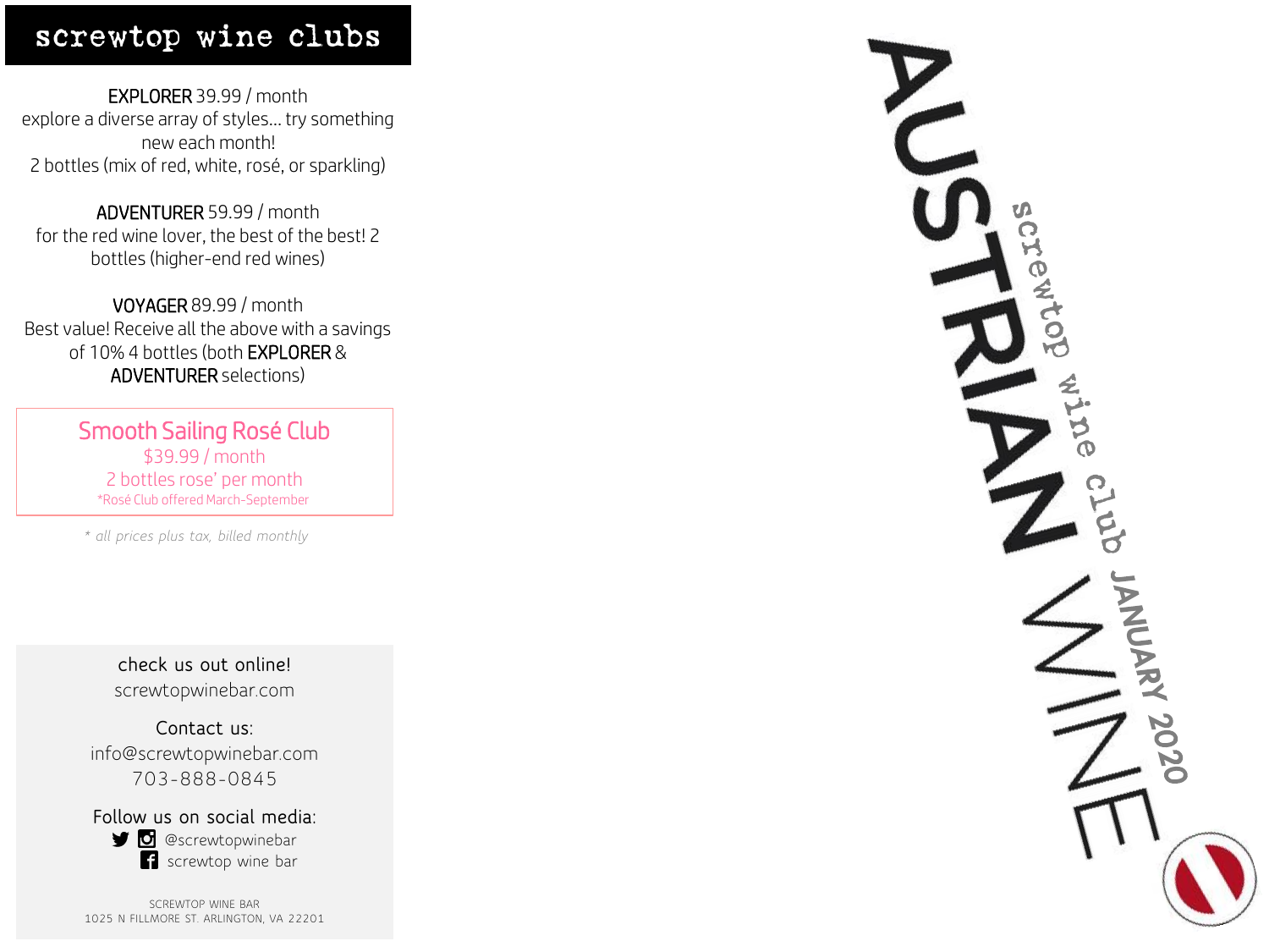# screwtop wine clubs

**EXPLORER** 39.99 / month
explore a diverse array of styles... try something new each month!
2 bottles (mix of red, white, rosé, or sparkling)

**ADVENTURER** 59.99 / month
for the red wine lover, the best of the best! 2 bottles (higher-end red wines)

**VOYAGER** 89.99 / month
Best value! Receive all the above with a savings of 10% 4 bottles (both **EXPLORER** & **ADVENTURER** selections)

## Smooth Sailing Rosé Club

$39.99 / month
2 bottles rose' per month
*Rosé Club offered March-September

*\* all prices plus tax, billed monthly*

check us out online!
screwtopwinebar.com

Contact us:
info@screwtopwinebar.com
703-888-0845

Follow us on social media:
@screwtopwinebar
screwtop wine bar

SCREWTOP WINE BAR
1025 N FILLMORE ST. ARLINGTON, VA 22201

# AUSTRIAN WINE

screwtop wine club **JANUARY 2020**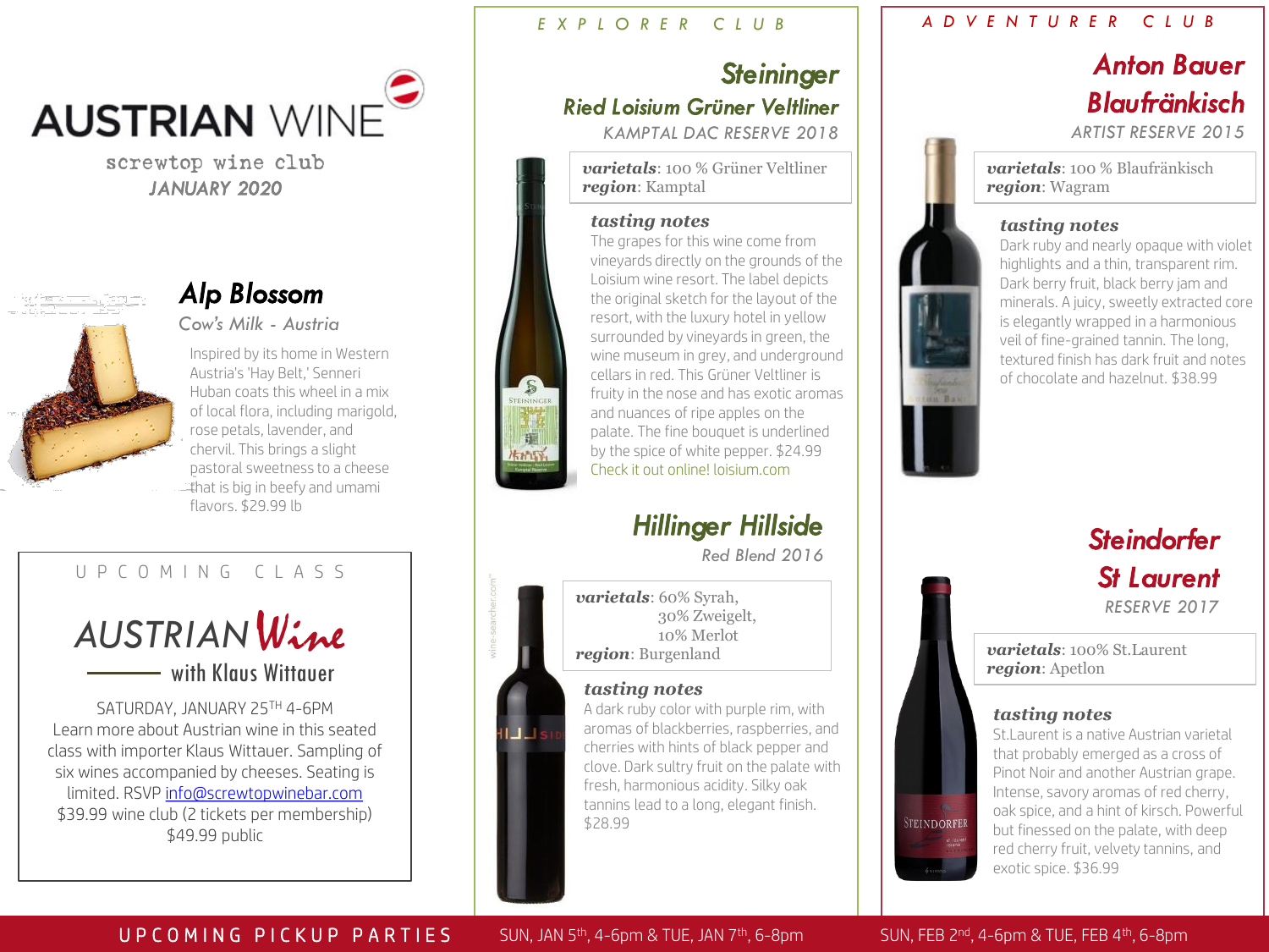# AUSTRIAN WINE

screwtop wine club

*JANUARY 2020*

## Alp Blossom

*Cow's Milk - Austria*

Inspired by its home in Western Austria's 'Hay Belt,' Senneri Huban coats this wheel in a mix of local flora, including marigold, rose petals, lavender, and chervil. This brings a slight pastoral sweetness to a cheese that is big in beefy and umami flavors. $29.99 lb

## UPCOMING CLASS

### AUSTRIAN Wine with Klaus Wittauer

SATURDAY, JANUARY 25TH 4-6PM

Learn more about Austrian wine in this seated class with importer Klaus Wittauer. Sampling of six wines accompanied by cheeses. Seating is limited. RSVP info@screwtopwinebar.com

$39.99 wine club (2 tickets per membership)

$49.99 public

## EXPLORER CLUB

### Steininger Ried Loisium Grüner Veltliner

KAMPTAL DAC RESERVE 2018

***varietals***: 100 % Grüner Veltliner
***region***: Kamptal

***tasting notes***

The grapes for this wine come from vineyards directly on the grounds of the Loisium wine resort. The label depicts the original sketch for the layout of the resort, with the luxury hotel in yellow surrounded by vineyards in green, the wine museum in grey, and underground cellars in red. This Grüner Veltliner is fruity in the nose and has exotic aromas and nuances of ripe apples on the palate. The fine bouquet is underlined by the spice of white pepper. $24.99

Check it out online! loisium.com

### Hillinger Hillside

*Red Blend 2016*

***varietals***: 60% Syrah, 30% Zweigelt, 10% Merlot
***region***: Burgenland

***tasting notes***

A dark ruby color with purple rim, with aromas of blackberries, raspberries, and cherries with hints of black pepper and clove. Dark sultry fruit on the palate with fresh, harmonious acidity. Silky oak tannins lead to a long, elegant finish. $28.99

## ADVENTURER CLUB

### Anton Bauer Blaufränkisch

ARTIST RESERVE 2015

***varietals***: 100 % Blaufränkisch
***region***: Wagram

***tasting notes***

Dark ruby and nearly opaque with violet highlights and a thin, transparent rim. Dark berry fruit, black berry jam and minerals. A juicy, sweetly extracted core is elegantly wrapped in a harmonious veil of fine-grained tannin. The long, textured finish has dark fruit and notes of chocolate and hazelnut. $38.99

### Steindorfer St Laurent

RESERVE 2017

***varietals***: 100% St.Laurent
***region***: Apetlon

***tasting notes***

St.Laurent is a native Austrian varietal that probably emerged as a cross of Pinot Noir and another Austrian grape. Intense, savory aromas of red cherry, oak spice, and a hint of kirsch. Powerful but finessed on the palate, with deep red cherry fruit, velvety tannins, and exotic spice. $36.99

## UPCOMING PICKUP PARTIES

SUN, JAN 5th, 4-6pm & TUE, JAN 7th, 6-8pm

SUN, FEB 2nd, 4-6pm & TUE, FEB 4th, 6-8pm